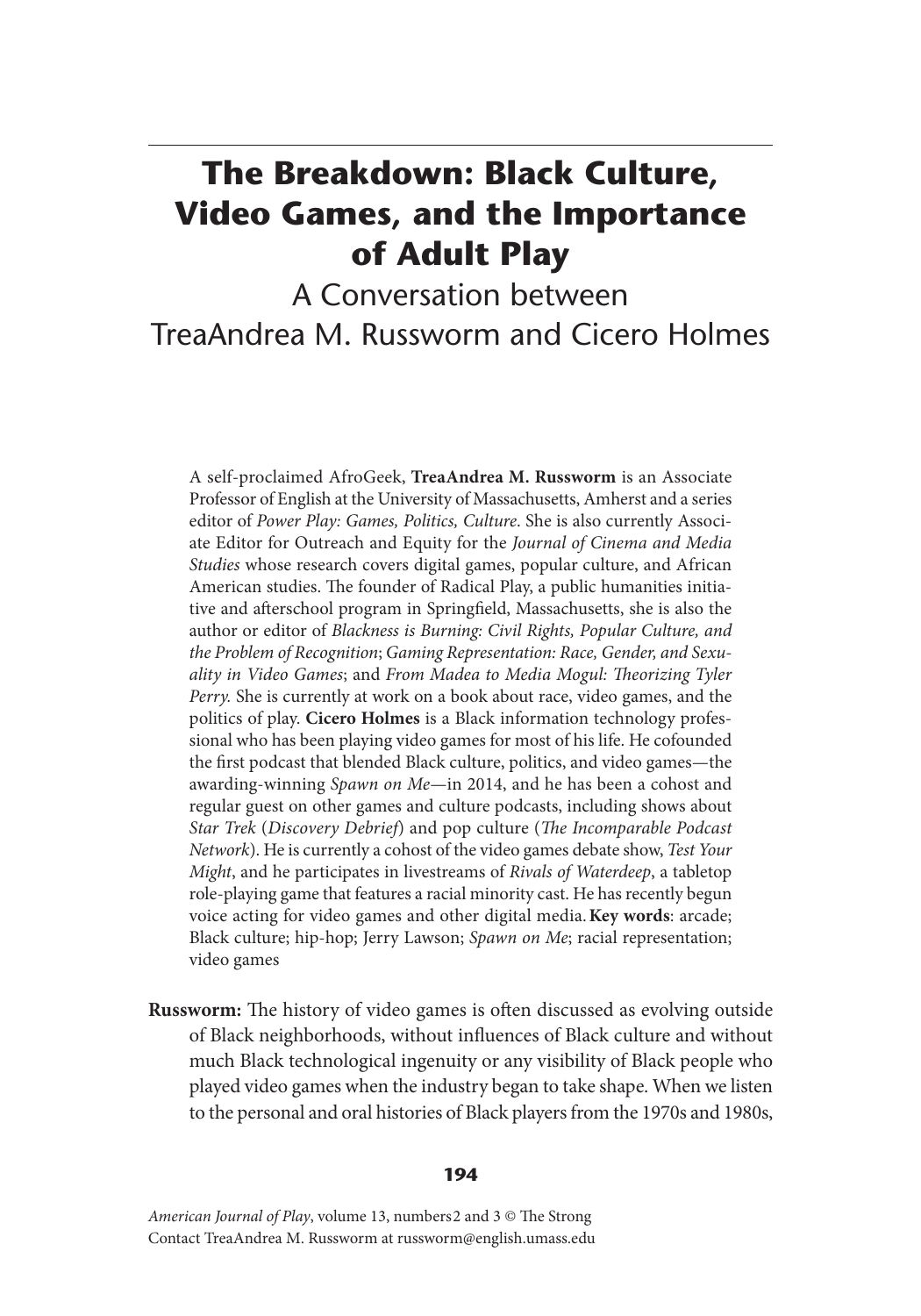# The Breakdown: Black Culture, Video Games, and the Importance of Adult Play

## A Conversation between TreaAndrea M. Russworm and Cicero Holmes

A self-proclaimed AfroGeek, **TreaAndrea M. Russworm** is an Associate Professor of English at the University of Massachusetts, Amherst and a series editor of *Power Play: Games, Politics, Culture*. She is also currently Associate Editor for Outreach and Equity for the *Journal of Cinema and Media Studies* whose research covers digital games, popular culture, and African American studies. The founder of Radical Play, a public humanities initiative and afterschool program in Springfield, Massachusetts, she is also the author or editor of *Blackness is Burning: Civil Rights, Popular Culture, and the Problem of Recognition*; *Gaming Representation: Race, Gender, and Sexuality in Video Games*; and *From Madea to Media Mogul: Theorizing Tyler Perry.* She is currently at work on a book about race, video games, and the politics of play. **Cicero Holmes** is a Black information technology professional who has been playing video games for most of his life. He cofounded the first podcast that blended Black culture, politics, and video games—the awarding-winning *Spawn on Me*—in 2014, and he has been a cohost and regular guest on other games and culture podcasts, including shows about *Star Trek* (*Discovery Debrief*) and pop culture (*The Incomparable Podcast Network*). He is currently a cohost of the video games debate show, *Test Your Might*, and he participates in livestreams of *Rivals of Waterdeep*, a tabletop role-playing game that features a racial minority cast. He has recently begun voice acting for video games and other digital media. **Key words**: arcade; Black culture; hip-hop; Jerry Lawson; *Spawn on Me*; racial representation; video games

**Russworm:** The history of video games is often discussed as evolving outside of Black neighborhoods, without influences of Black culture and without much Black technological ingenuity or any visibility of Black people who played video games when the industry began to take shape. When we listen to the personal and oral histories of Black players from the 1970s and 1980s,

*American Journal of Play*, volume 13, numbers 2 and 3 © The Strong
Contact TreaAndrea M. Russworm at russworm@english.umass.edu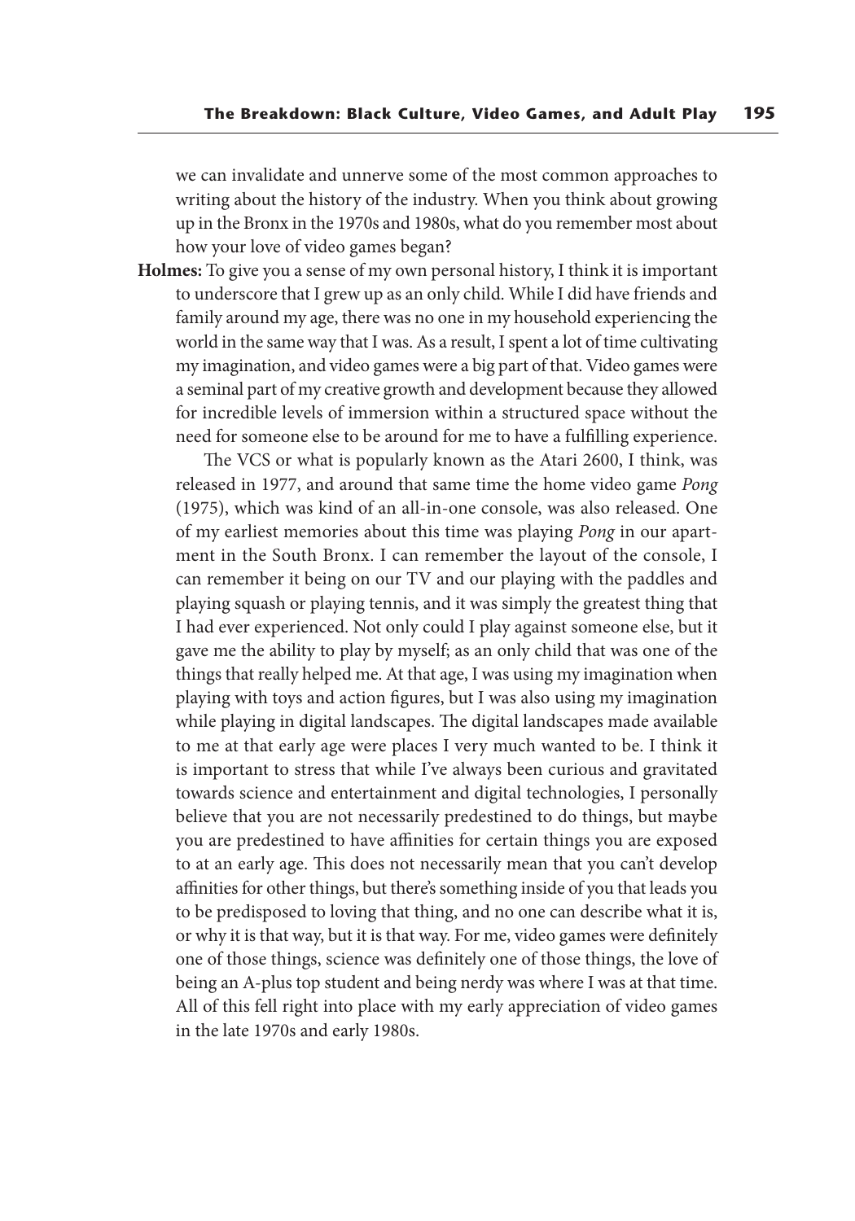we can invalidate and unnerve some of the most common approaches to writing about the history of the industry. When you think about growing up in the Bronx in the 1970s and 1980s, what do you remember most about how your love of video games began?

**Holmes:** To give you a sense of my own personal history, I think it is important to underscore that I grew up as an only child. While I did have friends and family around my age, there was no one in my household experiencing the world in the same way that I was. As a result, I spent a lot of time cultivating my imagination, and video games were a big part of that. Video games were a seminal part of my creative growth and development because they allowed for incredible levels of immersion within a structured space without the need for someone else to be around for me to have a fulfilling experience.

The VCS or what is popularly known as the Atari 2600, I think, was released in 1977, and around that same time the home video game *Pong* (1975), which was kind of an all-in-one console, was also released. One of my earliest memories about this time was playing *Pong* in our apartment in the South Bronx. I can remember the layout of the console, I can remember it being on our TV and our playing with the paddles and playing squash or playing tennis, and it was simply the greatest thing that I had ever experienced. Not only could I play against someone else, but it gave me the ability to play by myself; as an only child that was one of the things that really helped me. At that age, I was using my imagination when playing with toys and action figures, but I was also using my imagination while playing in digital landscapes. The digital landscapes made available to me at that early age were places I very much wanted to be. I think it is important to stress that while I've always been curious and gravitated towards science and entertainment and digital technologies, I personally believe that you are not necessarily predestined to do things, but maybe you are predestined to have affinities for certain things you are exposed to at an early age. This does not necessarily mean that you can't develop affinities for other things, but there's something inside of you that leads you to be predisposed to loving that thing, and no one can describe what it is, or why it is that way, but it is that way. For me, video games were definitely one of those things, science was definitely one of those things, the love of being an A-plus top student and being nerdy was where I was at that time. All of this fell right into place with my early appreciation of video games in the late 1970s and early 1980s.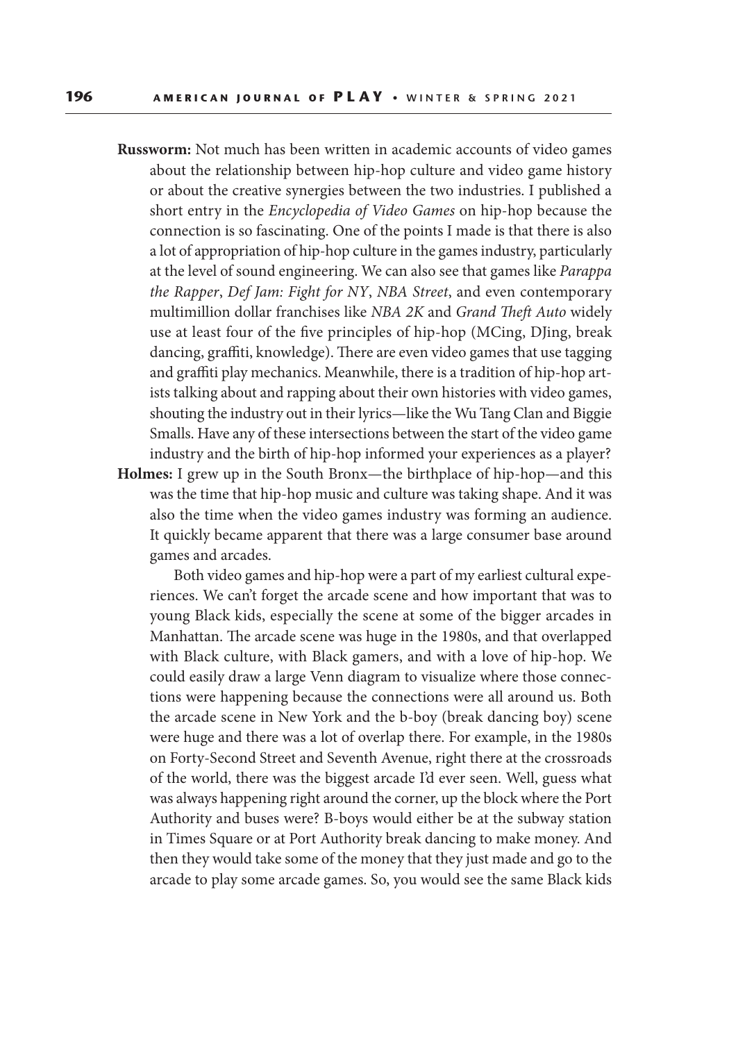**Russworm:** Not much has been written in academic accounts of video games about the relationship between hip-hop culture and video game history or about the creative synergies between the two industries. I published a short entry in the *Encyclopedia of Video Games* on hip-hop because the connection is so fascinating. One of the points I made is that there is also a lot of appropriation of hip-hop culture in the games industry, particularly at the level of sound engineering. We can also see that games like *Parappa the Rapper*, *Def Jam: Fight for NY*, *NBA Street*, and even contemporary multimillion dollar franchises like *NBA 2K* and *Grand Theft Auto* widely use at least four of the five principles of hip-hop (MCing, DJing, break dancing, graffiti, knowledge). There are even video games that use tagging and graffiti play mechanics. Meanwhile, there is a tradition of hip-hop artists talking about and rapping about their own histories with video games, shouting the industry out in their lyrics—like the Wu Tang Clan and Biggie Smalls. Have any of these intersections between the start of the video game industry and the birth of hip-hop informed your experiences as a player?

**Holmes:** I grew up in the South Bronx—the birthplace of hip-hop—and this was the time that hip-hop music and culture was taking shape. And it was also the time when the video games industry was forming an audience. It quickly became apparent that there was a large consumer base around games and arcades.

Both video games and hip-hop were a part of my earliest cultural experiences. We can't forget the arcade scene and how important that was to young Black kids, especially the scene at some of the bigger arcades in Manhattan. The arcade scene was huge in the 1980s, and that overlapped with Black culture, with Black gamers, and with a love of hip-hop. We could easily draw a large Venn diagram to visualize where those connections were happening because the connections were all around us. Both the arcade scene in New York and the b-boy (break dancing boy) scene were huge and there was a lot of overlap there. For example, in the 1980s on Forty-Second Street and Seventh Avenue, right there at the crossroads of the world, there was the biggest arcade I'd ever seen. Well, guess what was always happening right around the corner, up the block where the Port Authority and buses were? B-boys would either be at the subway station in Times Square or at Port Authority break dancing to make money. And then they would take some of the money that they just made and go to the arcade to play some arcade games. So, you would see the same Black kids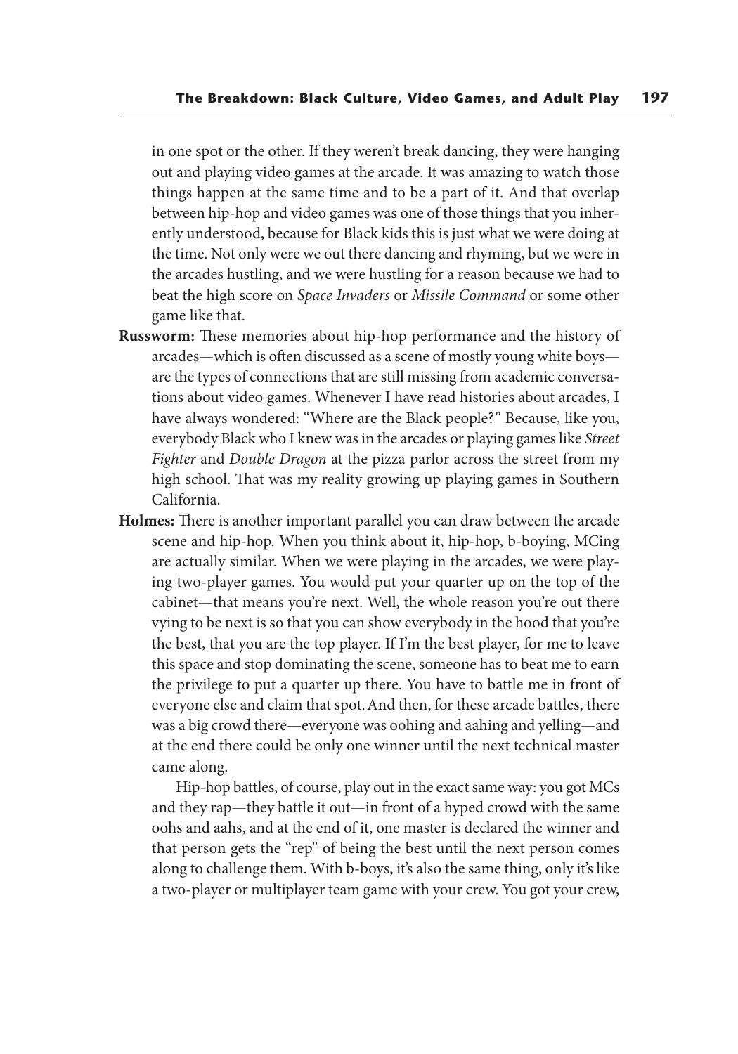in one spot or the other. If they weren't break dancing, they were hanging out and playing video games at the arcade. It was amazing to watch those things happen at the same time and to be a part of it. And that overlap between hip-hop and video games was one of those things that you inherently understood, because for Black kids this is just what we were doing at the time. Not only were we out there dancing and rhyming, but we were in the arcades hustling, and we were hustling for a reason because we had to beat the high score on *Space Invaders* or *Missile Command* or some other game like that.

**Russworm:** These memories about hip-hop performance and the history of arcades—which is often discussed as a scene of mostly young white boys—are the types of connections that are still missing from academic conversations about video games. Whenever I have read histories about arcades, I have always wondered: "Where are the Black people?" Because, like you, everybody Black who I knew was in the arcades or playing games like *Street Fighter* and *Double Dragon* at the pizza parlor across the street from my high school. That was my reality growing up playing games in Southern California.

**Holmes:** There is another important parallel you can draw between the arcade scene and hip-hop. When you think about it, hip-hop, b-boying, MCing are actually similar. When we were playing in the arcades, we were playing two-player games. You would put your quarter up on the top of the cabinet—that means you're next. Well, the whole reason you're out there vying to be next is so that you can show everybody in the hood that you're the best, that you are the top player. If I'm the best player, for me to leave this space and stop dominating the scene, someone has to beat me to earn the privilege to put a quarter up there. You have to battle me in front of everyone else and claim that spot. And then, for these arcade battles, there was a big crowd there—everyone was oohing and aahing and yelling—and at the end there could be only one winner until the next technical master came along.

Hip-hop battles, of course, play out in the exact same way: you got MCs and they rap—they battle it out—in front of a hyped crowd with the same oohs and aahs, and at the end of it, one master is declared the winner and that person gets the "rep" of being the best until the next person comes along to challenge them. With b-boys, it's also the same thing, only it's like a two-player or multiplayer team game with your crew. You got your crew,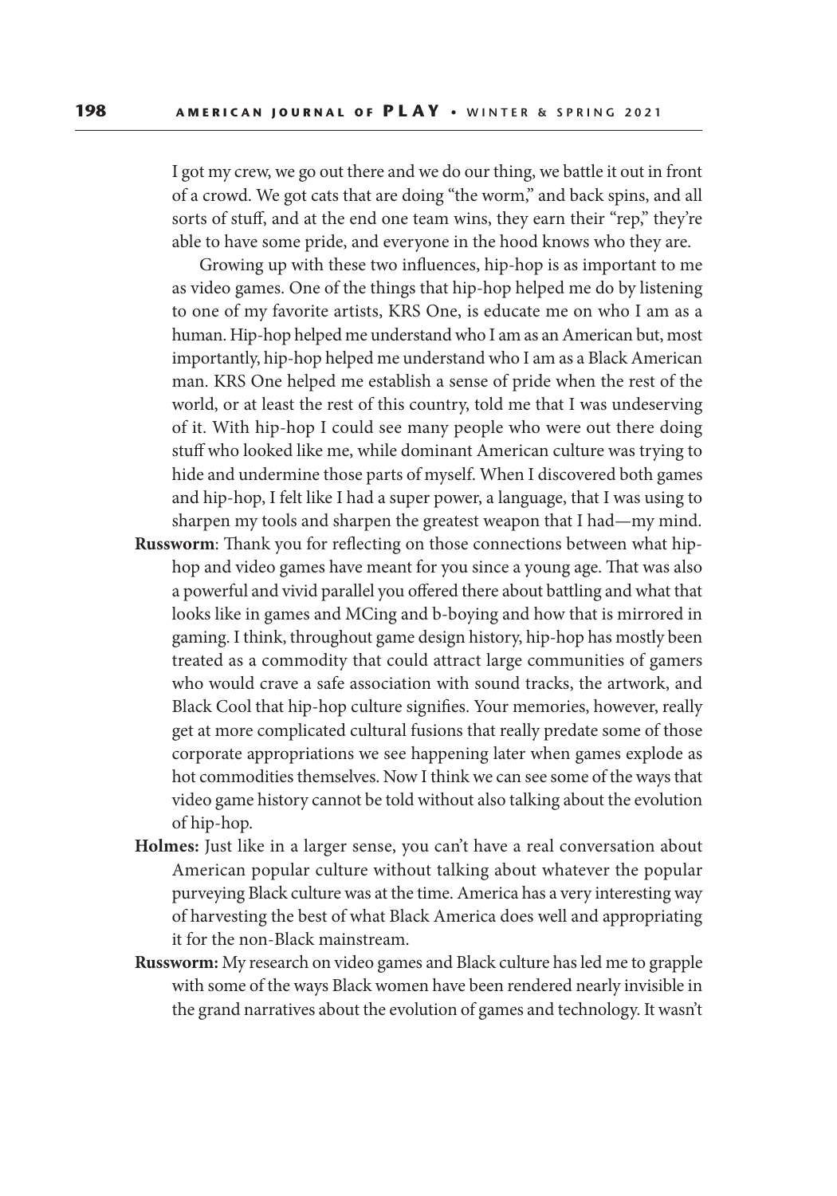I got my crew, we go out there and we do our thing, we battle it out in front of a crowd. We got cats that are doing "the worm," and back spins, and all sorts of stuff, and at the end one team wins, they earn their "rep," they're able to have some pride, and everyone in the hood knows who they are.

Growing up with these two influences, hip-hop is as important to me as video games. One of the things that hip-hop helped me do by listening to one of my favorite artists, KRS One, is educate me on who I am as a human. Hip-hop helped me understand who I am as an American but, most importantly, hip-hop helped me understand who I am as a Black American man. KRS One helped me establish a sense of pride when the rest of the world, or at least the rest of this country, told me that I was undeserving of it. With hip-hop I could see many people who were out there doing stuff who looked like me, while dominant American culture was trying to hide and undermine those parts of myself. When I discovered both games and hip-hop, I felt like I had a super power, a language, that I was using to sharpen my tools and sharpen the greatest weapon that I had—my mind.

**Russworm**: Thank you for reflecting on those connections between what hip-hop and video games have meant for you since a young age. That was also a powerful and vivid parallel you offered there about battling and what that looks like in games and MCing and b-boying and how that is mirrored in gaming. I think, throughout game design history, hip-hop has mostly been treated as a commodity that could attract large communities of gamers who would crave a safe association with sound tracks, the artwork, and Black Cool that hip-hop culture signifies. Your memories, however, really get at more complicated cultural fusions that really predate some of those corporate appropriations we see happening later when games explode as hot commodities themselves. Now I think we can see some of the ways that video game history cannot be told without also talking about the evolution of hip-hop.

**Holmes:** Just like in a larger sense, you can't have a real conversation about American popular culture without talking about whatever the popular purveying Black culture was at the time. America has a very interesting way of harvesting the best of what Black America does well and appropriating it for the non-Black mainstream.

**Russworm:** My research on video games and Black culture has led me to grapple with some of the ways Black women have been rendered nearly invisible in the grand narratives about the evolution of games and technology. It wasn't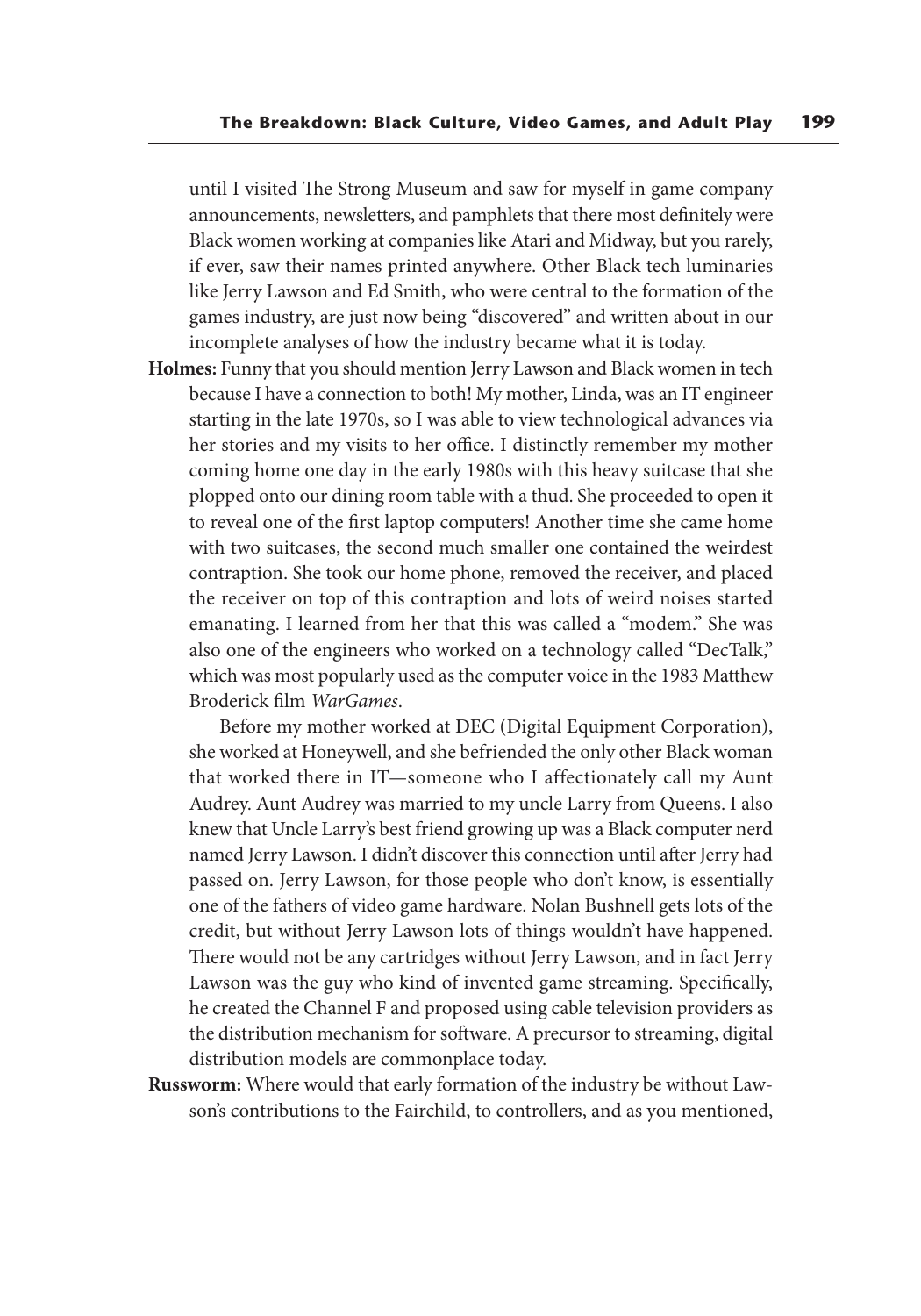until I visited The Strong Museum and saw for myself in game company announcements, newsletters, and pamphlets that there most definitely were Black women working at companies like Atari and Midway, but you rarely, if ever, saw their names printed anywhere. Other Black tech luminaries like Jerry Lawson and Ed Smith, who were central to the formation of the games industry, are just now being "discovered" and written about in our incomplete analyses of how the industry became what it is today.

**Holmes:** Funny that you should mention Jerry Lawson and Black women in tech because I have a connection to both! My mother, Linda, was an IT engineer starting in the late 1970s, so I was able to view technological advances via her stories and my visits to her office. I distinctly remember my mother coming home one day in the early 1980s with this heavy suitcase that she plopped onto our dining room table with a thud. She proceeded to open it to reveal one of the first laptop computers! Another time she came home with two suitcases, the second much smaller one contained the weirdest contraption. She took our home phone, removed the receiver, and placed the receiver on top of this contraption and lots of weird noises started emanating. I learned from her that this was called a "modem." She was also one of the engineers who worked on a technology called "DecTalk," which was most popularly used as the computer voice in the 1983 Matthew Broderick film *WarGames*.

Before my mother worked at DEC (Digital Equipment Corporation), she worked at Honeywell, and she befriended the only other Black woman that worked there in IT—someone who I affectionately call my Aunt Audrey. Aunt Audrey was married to my uncle Larry from Queens. I also knew that Uncle Larry's best friend growing up was a Black computer nerd named Jerry Lawson. I didn't discover this connection until after Jerry had passed on. Jerry Lawson, for those people who don't know, is essentially one of the fathers of video game hardware. Nolan Bushnell gets lots of the credit, but without Jerry Lawson lots of things wouldn't have happened. There would not be any cartridges without Jerry Lawson, and in fact Jerry Lawson was the guy who kind of invented game streaming. Specifically, he created the Channel F and proposed using cable television providers as the distribution mechanism for software. A precursor to streaming, digital distribution models are commonplace today.

**Russworm:** Where would that early formation of the industry be without Lawson's contributions to the Fairchild, to controllers, and as you mentioned,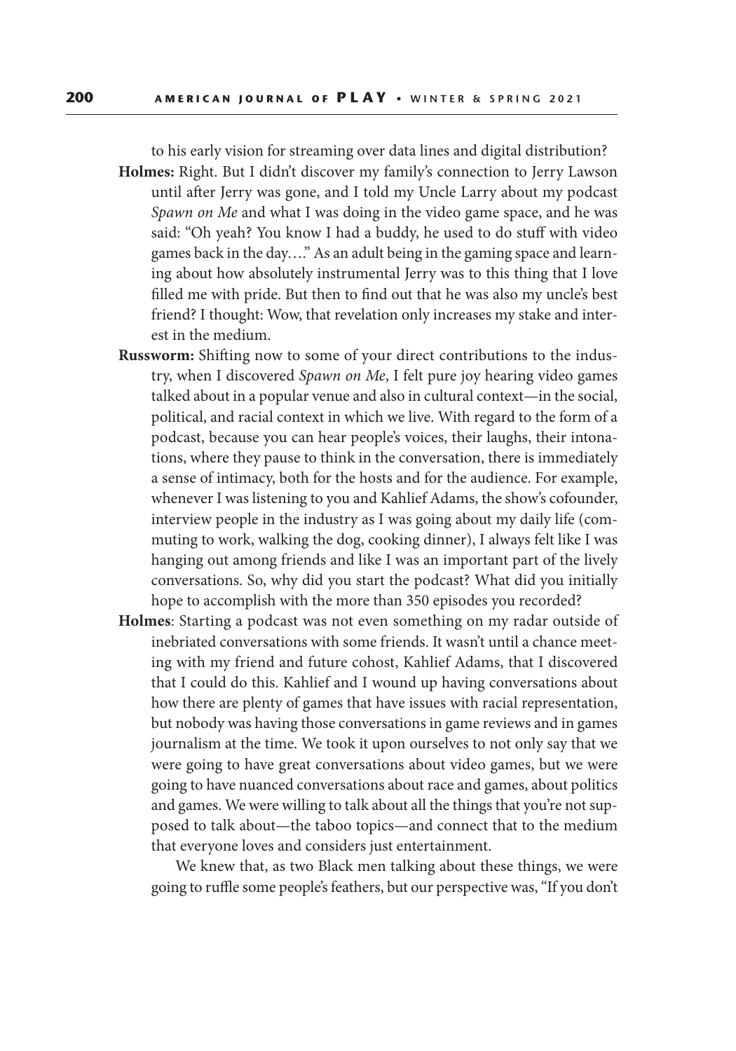to his early vision for streaming over data lines and digital distribution?

**Holmes:** Right. But I didn't discover my family's connection to Jerry Lawson until after Jerry was gone, and I told my Uncle Larry about my podcast *Spawn on Me* and what I was doing in the video game space, and he was said: "Oh yeah? You know I had a buddy, he used to do stuff with video games back in the day…." As an adult being in the gaming space and learning about how absolutely instrumental Jerry was to this thing that I love filled me with pride. But then to find out that he was also my uncle's best friend? I thought: Wow, that revelation only increases my stake and interest in the medium.

**Russworm:** Shifting now to some of your direct contributions to the industry, when I discovered *Spawn on Me*, I felt pure joy hearing video games talked about in a popular venue and also in cultural context—in the social, political, and racial context in which we live. With regard to the form of a podcast, because you can hear people's voices, their laughs, their intonations, where they pause to think in the conversation, there is immediately a sense of intimacy, both for the hosts and for the audience. For example, whenever I was listening to you and Kahlief Adams, the show's cofounder, interview people in the industry as I was going about my daily life (commuting to work, walking the dog, cooking dinner), I always felt like I was hanging out among friends and like I was an important part of the lively conversations. So, why did you start the podcast? What did you initially hope to accomplish with the more than 350 episodes you recorded?

**Holmes**: Starting a podcast was not even something on my radar outside of inebriated conversations with some friends. It wasn't until a chance meeting with my friend and future cohost, Kahlief Adams, that I discovered that I could do this. Kahlief and I wound up having conversations about how there are plenty of games that have issues with racial representation, but nobody was having those conversations in game reviews and in games journalism at the time. We took it upon ourselves to not only say that we were going to have great conversations about video games, but we were going to have nuanced conversations about race and games, about politics and games. We were willing to talk about all the things that you're not supposed to talk about—the taboo topics—and connect that to the medium that everyone loves and considers just entertainment.

We knew that, as two Black men talking about these things, we were going to ruffle some people's feathers, but our perspective was, "If you don't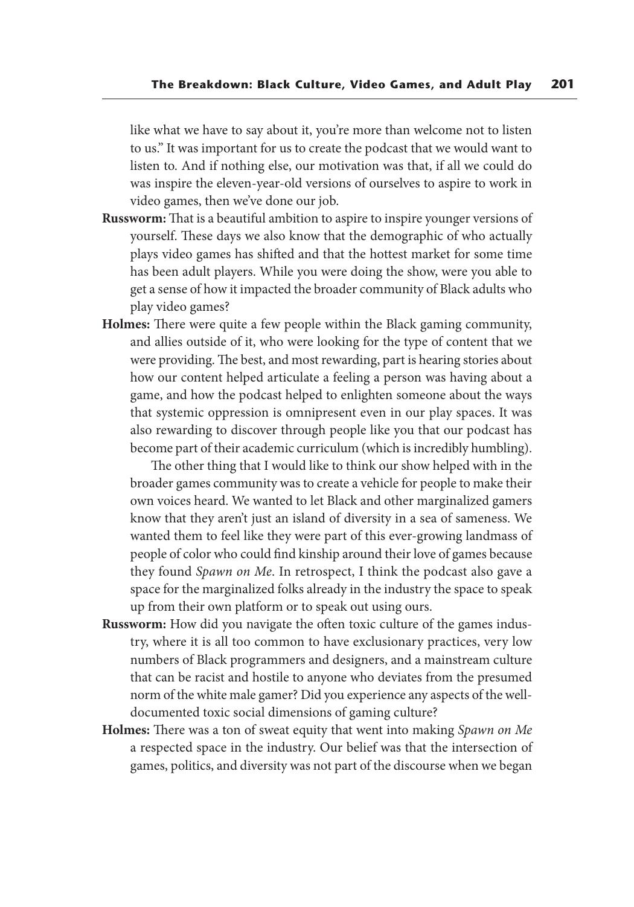like what we have to say about it, you're more than welcome not to listen to us." It was important for us to create the podcast that we would want to listen to. And if nothing else, our motivation was that, if all we could do was inspire the eleven-year-old versions of ourselves to aspire to work in video games, then we've done our job.

**Russworm:** That is a beautiful ambition to aspire to inspire younger versions of yourself. These days we also know that the demographic of who actually plays video games has shifted and that the hottest market for some time has been adult players. While you were doing the show, were you able to get a sense of how it impacted the broader community of Black adults who play video games?

**Holmes:** There were quite a few people within the Black gaming community, and allies outside of it, who were looking for the type of content that we were providing. The best, and most rewarding, part is hearing stories about how our content helped articulate a feeling a person was having about a game, and how the podcast helped to enlighten someone about the ways that systemic oppression is omnipresent even in our play spaces. It was also rewarding to discover through people like you that our podcast has become part of their academic curriculum (which is incredibly humbling).

The other thing that I would like to think our show helped with in the broader games community was to create a vehicle for people to make their own voices heard. We wanted to let Black and other marginalized gamers know that they aren't just an island of diversity in a sea of sameness. We wanted them to feel like they were part of this ever-growing landmass of people of color who could find kinship around their love of games because they found *Spawn on Me*. In retrospect, I think the podcast also gave a space for the marginalized folks already in the industry the space to speak up from their own platform or to speak out using ours.

**Russworm:** How did you navigate the often toxic culture of the games industry, where it is all too common to have exclusionary practices, very low numbers of Black programmers and designers, and a mainstream culture that can be racist and hostile to anyone who deviates from the presumed norm of the white male gamer? Did you experience any aspects of the well-documented toxic social dimensions of gaming culture?

**Holmes:** There was a ton of sweat equity that went into making *Spawn on Me* a respected space in the industry. Our belief was that the intersection of games, politics, and diversity was not part of the discourse when we began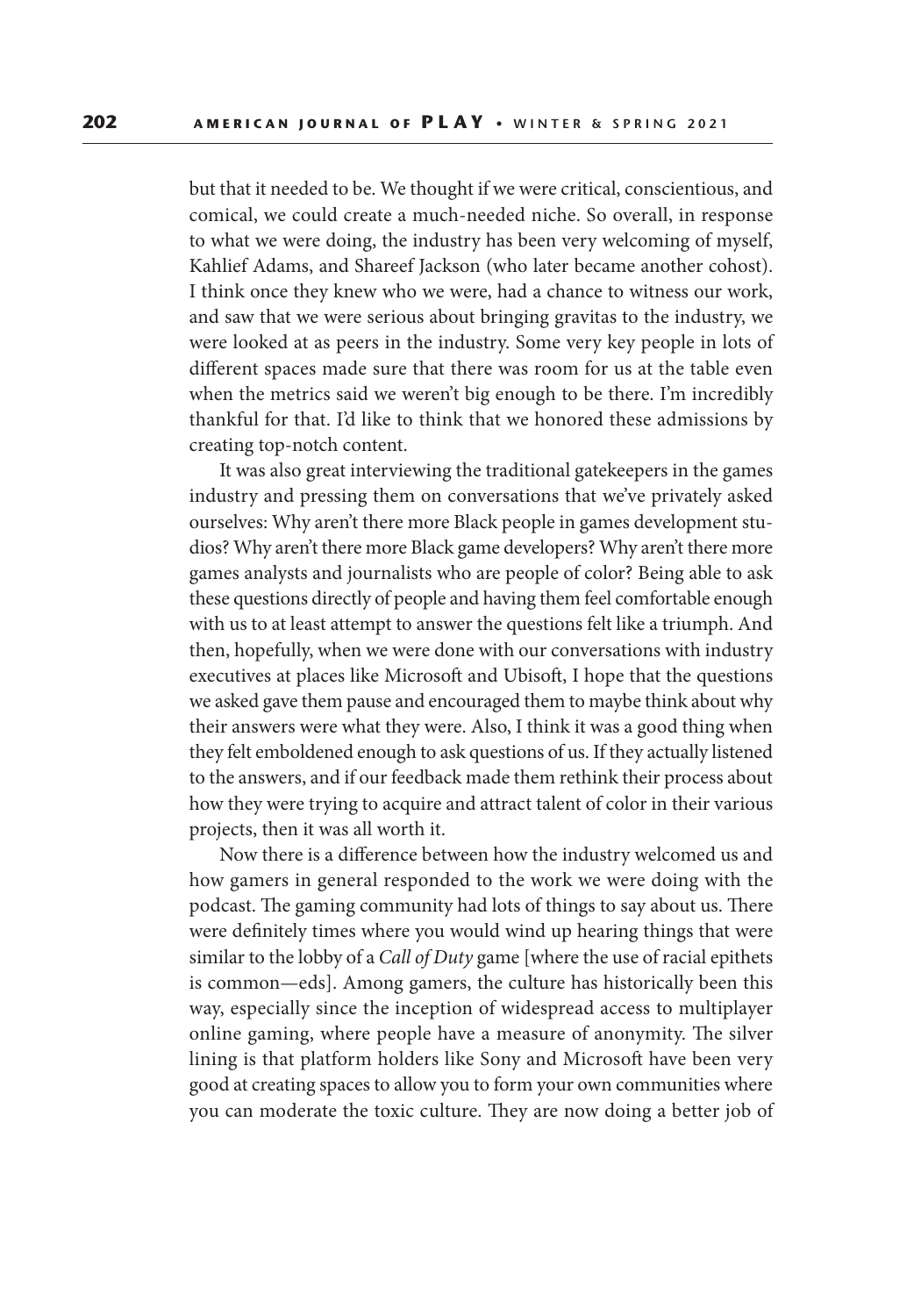but that it needed to be. We thought if we were critical, conscientious, and comical, we could create a much-needed niche. So overall, in response to what we were doing, the industry has been very welcoming of myself, Kahlief Adams, and Shareef Jackson (who later became another cohost). I think once they knew who we were, had a chance to witness our work, and saw that we were serious about bringing gravitas to the industry, we were looked at as peers in the industry. Some very key people in lots of different spaces made sure that there was room for us at the table even when the metrics said we weren't big enough to be there. I'm incredibly thankful for that. I'd like to think that we honored these admissions by creating top-notch content.

It was also great interviewing the traditional gatekeepers in the games industry and pressing them on conversations that we've privately asked ourselves: Why aren't there more Black people in games development studios? Why aren't there more Black game developers? Why aren't there more games analysts and journalists who are people of color? Being able to ask these questions directly of people and having them feel comfortable enough with us to at least attempt to answer the questions felt like a triumph. And then, hopefully, when we were done with our conversations with industry executives at places like Microsoft and Ubisoft, I hope that the questions we asked gave them pause and encouraged them to maybe think about why their answers were what they were. Also, I think it was a good thing when they felt emboldened enough to ask questions of us. If they actually listened to the answers, and if our feedback made them rethink their process about how they were trying to acquire and attract talent of color in their various projects, then it was all worth it.

Now there is a difference between how the industry welcomed us and how gamers in general responded to the work we were doing with the podcast. The gaming community had lots of things to say about us. There were definitely times where you would wind up hearing things that were similar to the lobby of a *Call of Duty* game [where the use of racial epithets is common—eds]. Among gamers, the culture has historically been this way, especially since the inception of widespread access to multiplayer online gaming, where people have a measure of anonymity. The silver lining is that platform holders like Sony and Microsoft have been very good at creating spaces to allow you to form your own communities where you can moderate the toxic culture. They are now doing a better job of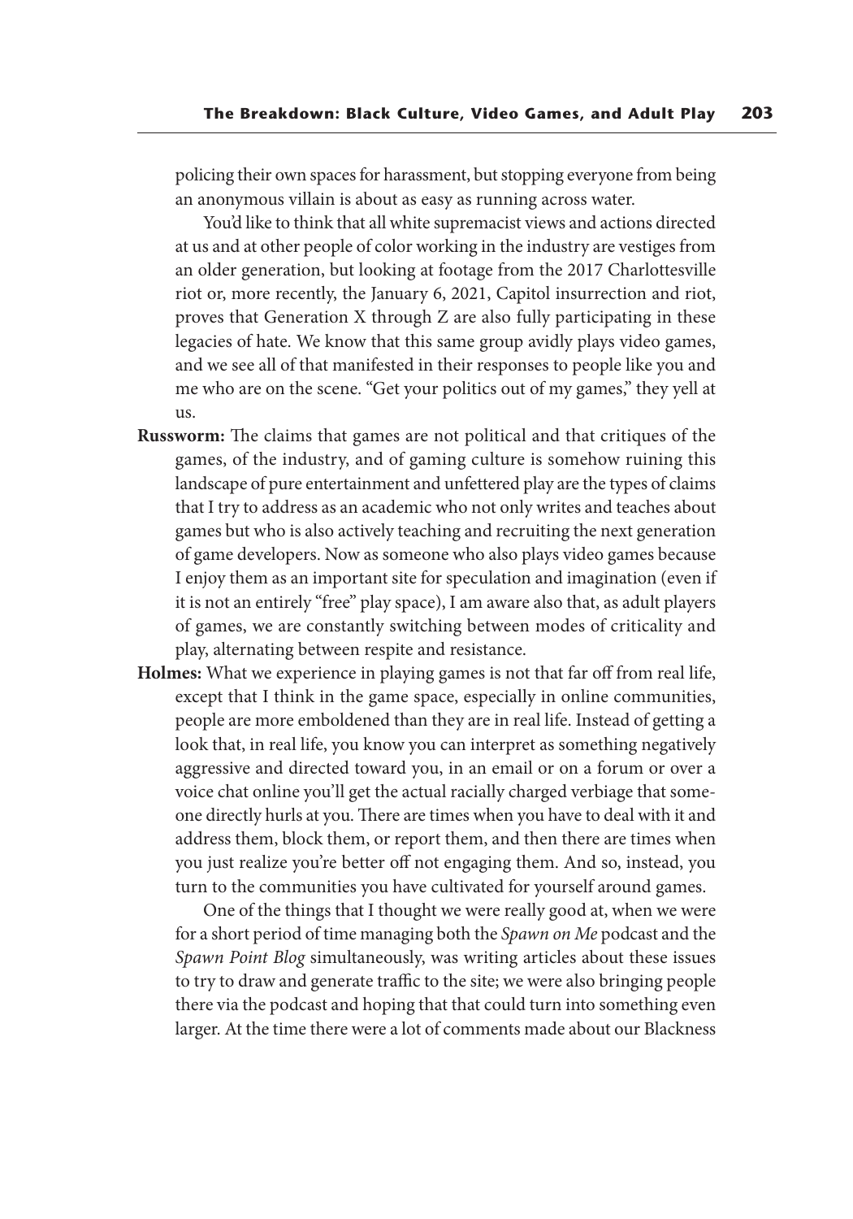policing their own spaces for harassment, but stopping everyone from being an anonymous villain is about as easy as running across water.

You'd like to think that all white supremacist views and actions directed at us and at other people of color working in the industry are vestiges from an older generation, but looking at footage from the 2017 Charlottesville riot or, more recently, the January 6, 2021, Capitol insurrection and riot, proves that Generation X through Z are also fully participating in these legacies of hate. We know that this same group avidly plays video games, and we see all of that manifested in their responses to people like you and me who are on the scene. "Get your politics out of my games," they yell at us.

**Russworm:** The claims that games are not political and that critiques of the games, of the industry, and of gaming culture is somehow ruining this landscape of pure entertainment and unfettered play are the types of claims that I try to address as an academic who not only writes and teaches about games but who is also actively teaching and recruiting the next generation of game developers. Now as someone who also plays video games because I enjoy them as an important site for speculation and imagination (even if it is not an entirely "free" play space), I am aware also that, as adult players of games, we are constantly switching between modes of criticality and play, alternating between respite and resistance.

**Holmes:** What we experience in playing games is not that far off from real life, except that I think in the game space, especially in online communities, people are more emboldened than they are in real life. Instead of getting a look that, in real life, you know you can interpret as something negatively aggressive and directed toward you, in an email or on a forum or over a voice chat online you'll get the actual racially charged verbiage that someone directly hurls at you. There are times when you have to deal with it and address them, block them, or report them, and then there are times when you just realize you're better off not engaging them. And so, instead, you turn to the communities you have cultivated for yourself around games.

One of the things that I thought we were really good at, when we were for a short period of time managing both the *Spawn on Me* podcast and the *Spawn Point Blog* simultaneously, was writing articles about these issues to try to draw and generate traffic to the site; we were also bringing people there via the podcast and hoping that that could turn into something even larger. At the time there were a lot of comments made about our Blackness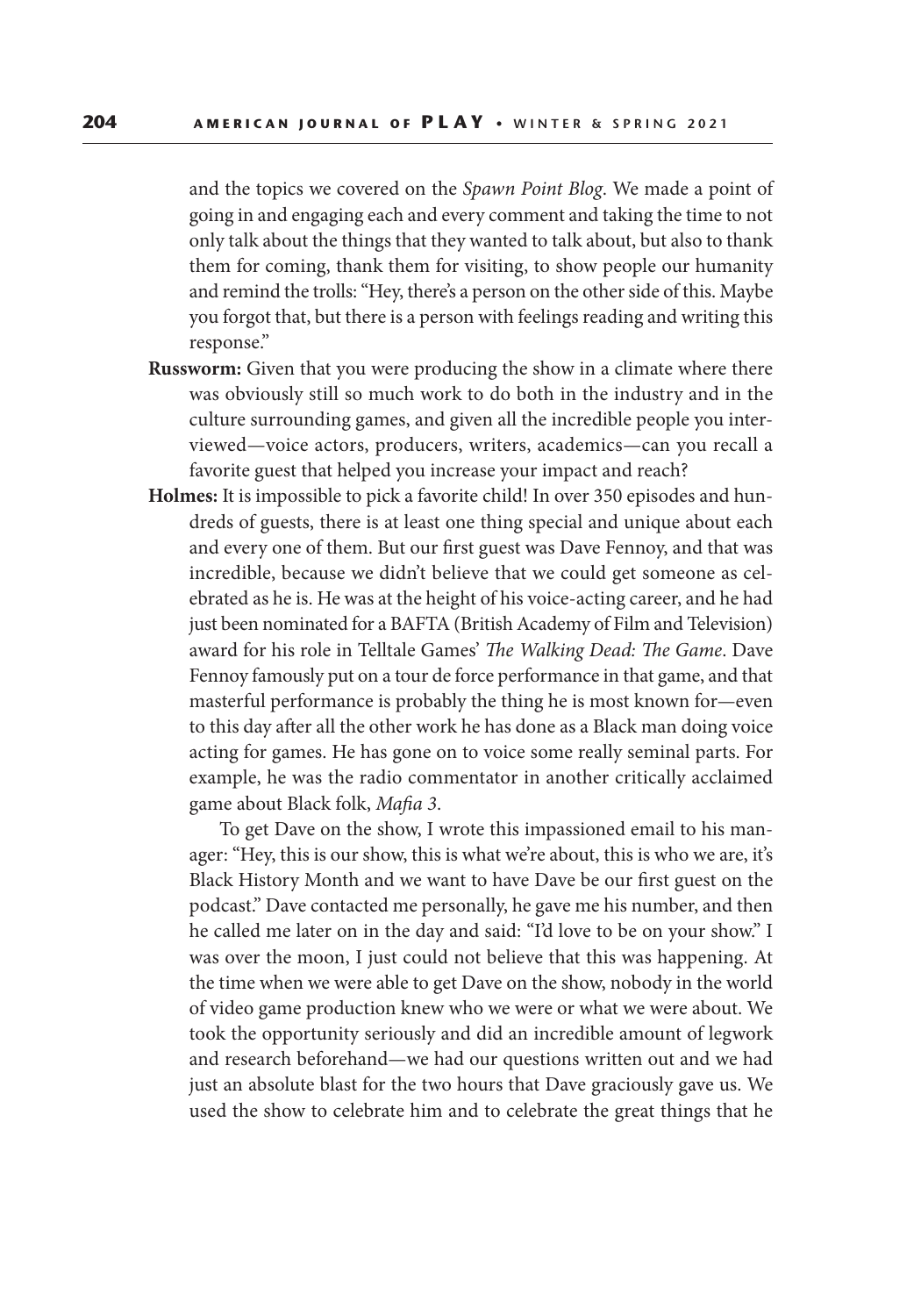and the topics we covered on the *Spawn Point Blog*. We made a point of going in and engaging each and every comment and taking the time to not only talk about the things that they wanted to talk about, but also to thank them for coming, thank them for visiting, to show people our humanity and remind the trolls: "Hey, there's a person on the other side of this. Maybe you forgot that, but there is a person with feelings reading and writing this response."

**Russworm:** Given that you were producing the show in a climate where there was obviously still so much work to do both in the industry and in the culture surrounding games, and given all the incredible people you interviewed—voice actors, producers, writers, academics—can you recall a favorite guest that helped you increase your impact and reach?

**Holmes:** It is impossible to pick a favorite child! In over 350 episodes and hundreds of guests, there is at least one thing special and unique about each and every one of them. But our first guest was Dave Fennoy, and that was incredible, because we didn't believe that we could get someone as celebrated as he is. He was at the height of his voice-acting career, and he had just been nominated for a BAFTA (British Academy of Film and Television) award for his role in Telltale Games' *The Walking Dead: The Game*. Dave Fennoy famously put on a tour de force performance in that game, and that masterful performance is probably the thing he is most known for—even to this day after all the other work he has done as a Black man doing voice acting for games. He has gone on to voice some really seminal parts. For example, he was the radio commentator in another critically acclaimed game about Black folk, *Mafia 3*.

To get Dave on the show, I wrote this impassioned email to his manager: "Hey, this is our show, this is what we're about, this is who we are, it's Black History Month and we want to have Dave be our first guest on the podcast." Dave contacted me personally, he gave me his number, and then he called me later on in the day and said: "I'd love to be on your show." I was over the moon, I just could not believe that this was happening. At the time when we were able to get Dave on the show, nobody in the world of video game production knew who we were or what we were about. We took the opportunity seriously and did an incredible amount of legwork and research beforehand—we had our questions written out and we had just an absolute blast for the two hours that Dave graciously gave us. We used the show to celebrate him and to celebrate the great things that he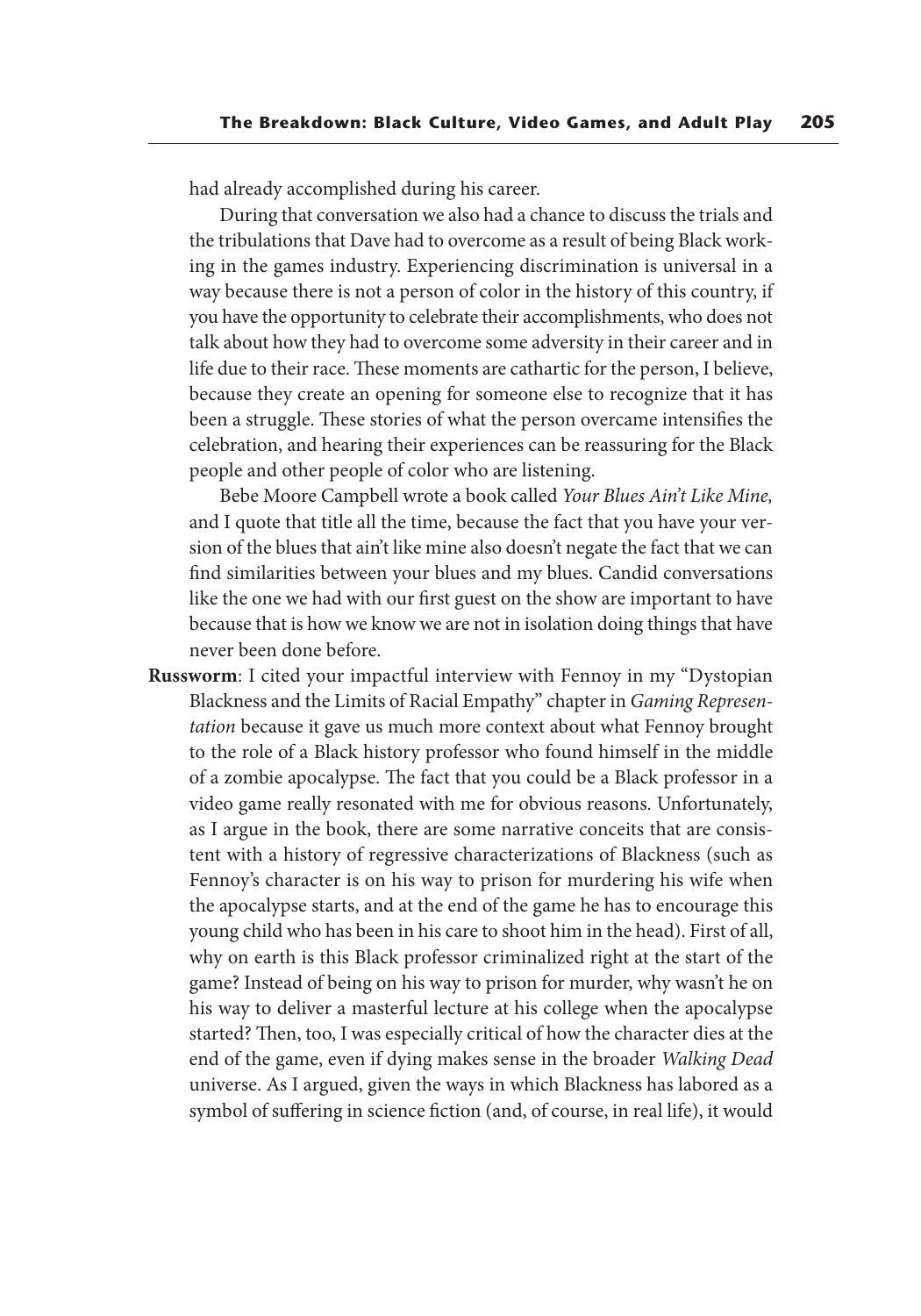had already accomplished during his career.

During that conversation we also had a chance to discuss the trials and the tribulations that Dave had to overcome as a result of being Black working in the games industry. Experiencing discrimination is universal in a way because there is not a person of color in the history of this country, if you have the opportunity to celebrate their accomplishments, who does not talk about how they had to overcome some adversity in their career and in life due to their race. These moments are cathartic for the person, I believe, because they create an opening for someone else to recognize that it has been a struggle. These stories of what the person overcame intensifies the celebration, and hearing their experiences can be reassuring for the Black people and other people of color who are listening.

Bebe Moore Campbell wrote a book called *Your Blues Ain't Like Mine,* and I quote that title all the time, because the fact that you have your version of the blues that ain't like mine also doesn't negate the fact that we can find similarities between your blues and my blues. Candid conversations like the one we had with our first guest on the show are important to have because that is how we know we are not in isolation doing things that have never been done before.

**Russworm**: I cited your impactful interview with Fennoy in my "Dystopian Blackness and the Limits of Racial Empathy" chapter in *Gaming Representation* because it gave us much more context about what Fennoy brought to the role of a Black history professor who found himself in the middle of a zombie apocalypse. The fact that you could be a Black professor in a video game really resonated with me for obvious reasons. Unfortunately, as I argue in the book, there are some narrative conceits that are consistent with a history of regressive characterizations of Blackness (such as Fennoy's character is on his way to prison for murdering his wife when the apocalypse starts, and at the end of the game he has to encourage this young child who has been in his care to shoot him in the head). First of all, why on earth is this Black professor criminalized right at the start of the game? Instead of being on his way to prison for murder, why wasn't he on his way to deliver a masterful lecture at his college when the apocalypse started? Then, too, I was especially critical of how the character dies at the end of the game, even if dying makes sense in the broader *Walking Dead* universe. As I argued, given the ways in which Blackness has labored as a symbol of suffering in science fiction (and, of course, in real life), it would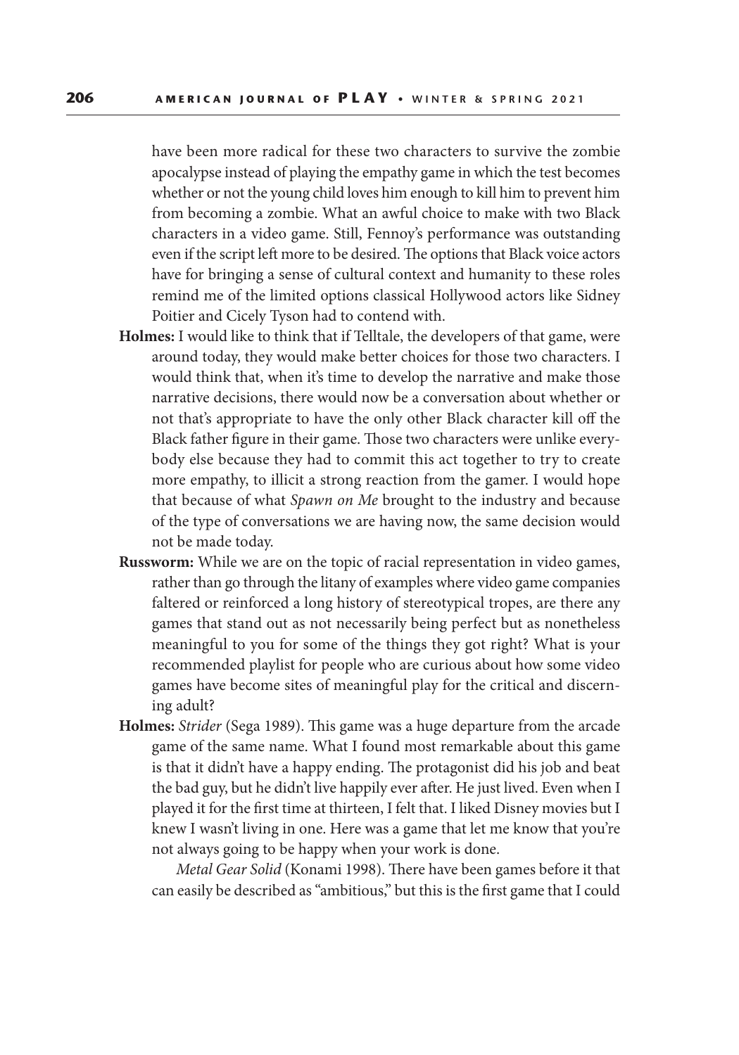have been more radical for these two characters to survive the zombie apocalypse instead of playing the empathy game in which the test becomes whether or not the young child loves him enough to kill him to prevent him from becoming a zombie. What an awful choice to make with two Black characters in a video game. Still, Fennoy's performance was outstanding even if the script left more to be desired. The options that Black voice actors have for bringing a sense of cultural context and humanity to these roles remind me of the limited options classical Hollywood actors like Sidney Poitier and Cicely Tyson had to contend with.

**Holmes:** I would like to think that if Telltale, the developers of that game, were around today, they would make better choices for those two characters. I would think that, when it's time to develop the narrative and make those narrative decisions, there would now be a conversation about whether or not that's appropriate to have the only other Black character kill off the Black father figure in their game. Those two characters were unlike everybody else because they had to commit this act together to try to create more empathy, to illicit a strong reaction from the gamer. I would hope that because of what *Spawn on Me* brought to the industry and because of the type of conversations we are having now, the same decision would not be made today.

**Russworm:** While we are on the topic of racial representation in video games, rather than go through the litany of examples where video game companies faltered or reinforced a long history of stereotypical tropes, are there any games that stand out as not necessarily being perfect but as nonetheless meaningful to you for some of the things they got right? What is your recommended playlist for people who are curious about how some video games have become sites of meaningful play for the critical and discerning adult?

**Holmes:** *Strider* (Sega 1989). This game was a huge departure from the arcade game of the same name. What I found most remarkable about this game is that it didn't have a happy ending. The protagonist did his job and beat the bad guy, but he didn't live happily ever after. He just lived. Even when I played it for the first time at thirteen, I felt that. I liked Disney movies but I knew I wasn't living in one. Here was a game that let me know that you're not always going to be happy when your work is done.

*Metal Gear Solid* (Konami 1998). There have been games before it that can easily be described as "ambitious," but this is the first game that I could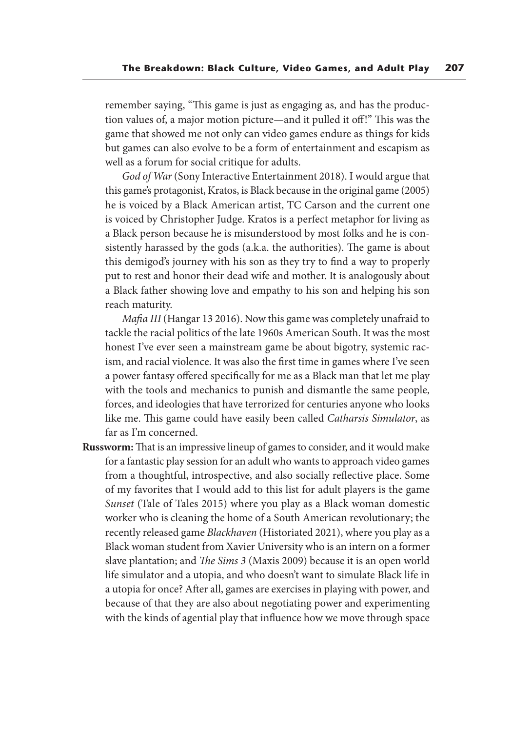remember saying, "This game is just as engaging as, and has the production values of, a major motion picture—and it pulled it off!" This was the game that showed me not only can video games endure as things for kids but games can also evolve to be a form of entertainment and escapism as well as a forum for social critique for adults.

*God of War* (Sony Interactive Entertainment 2018). I would argue that this game's protagonist, Kratos, is Black because in the original game (2005) he is voiced by a Black American artist, TC Carson and the current one is voiced by Christopher Judge. Kratos is a perfect metaphor for living as a Black person because he is misunderstood by most folks and he is consistently harassed by the gods (a.k.a. the authorities). The game is about this demigod's journey with his son as they try to find a way to properly put to rest and honor their dead wife and mother. It is analogously about a Black father showing love and empathy to his son and helping his son reach maturity.

*Mafia III* (Hangar 13 2016). Now this game was completely unafraid to tackle the racial politics of the late 1960s American South. It was the most honest I've ever seen a mainstream game be about bigotry, systemic racism, and racial violence. It was also the first time in games where I've seen a power fantasy offered specifically for me as a Black man that let me play with the tools and mechanics to punish and dismantle the same people, forces, and ideologies that have terrorized for centuries anyone who looks like me. This game could have easily been called *Catharsis Simulator*, as far as I'm concerned.

**Russworm:** That is an impressive lineup of games to consider, and it would make for a fantastic play session for an adult who wants to approach video games from a thoughtful, introspective, and also socially reflective place. Some of my favorites that I would add to this list for adult players is the game *Sunset* (Tale of Tales 2015) where you play as a Black woman domestic worker who is cleaning the home of a South American revolutionary; the recently released game *Blackhaven* (Historiated 2021), where you play as a Black woman student from Xavier University who is an intern on a former slave plantation; and *The Sims 3* (Maxis 2009) because it is an open world life simulator and a utopia, and who doesn't want to simulate Black life in a utopia for once? After all, games are exercises in playing with power, and because of that they are also about negotiating power and experimenting with the kinds of agential play that influence how we move through space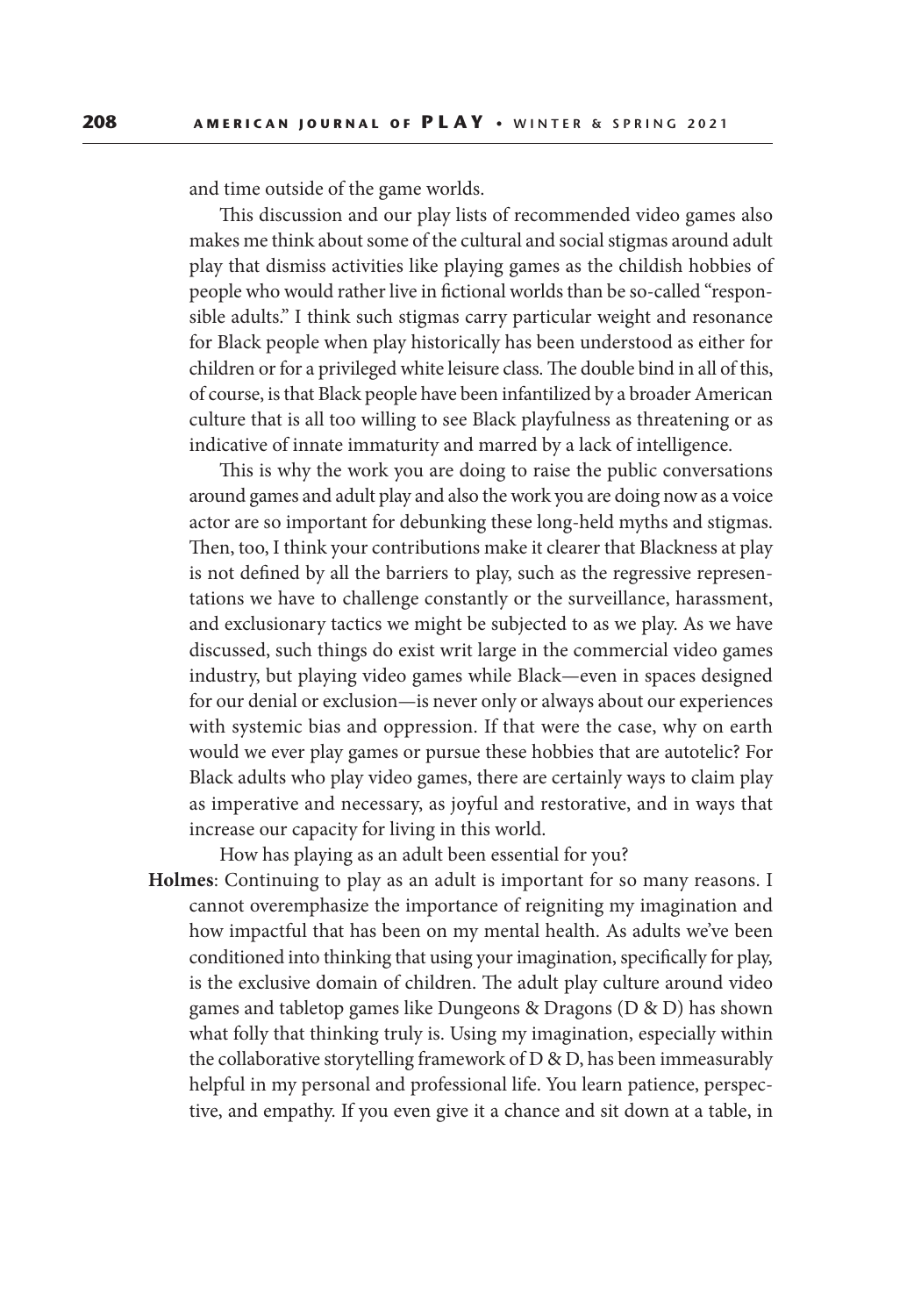and time outside of the game worlds.

This discussion and our play lists of recommended video games also makes me think about some of the cultural and social stigmas around adult play that dismiss activities like playing games as the childish hobbies of people who would rather live in fictional worlds than be so-called "responsible adults." I think such stigmas carry particular weight and resonance for Black people when play historically has been understood as either for children or for a privileged white leisure class. The double bind in all of this, of course, is that Black people have been infantilized by a broader American culture that is all too willing to see Black playfulness as threatening or as indicative of innate immaturity and marred by a lack of intelligence.

This is why the work you are doing to raise the public conversations around games and adult play and also the work you are doing now as a voice actor are so important for debunking these long-held myths and stigmas. Then, too, I think your contributions make it clearer that Blackness at play is not defined by all the barriers to play, such as the regressive representations we have to challenge constantly or the surveillance, harassment, and exclusionary tactics we might be subjected to as we play. As we have discussed, such things do exist writ large in the commercial video games industry, but playing video games while Black—even in spaces designed for our denial or exclusion—is never only or always about our experiences with systemic bias and oppression. If that were the case, why on earth would we ever play games or pursue these hobbies that are autotelic? For Black adults who play video games, there are certainly ways to claim play as imperative and necessary, as joyful and restorative, and in ways that increase our capacity for living in this world.

How has playing as an adult been essential for you?

**Holmes**: Continuing to play as an adult is important for so many reasons. I cannot overemphasize the importance of reigniting my imagination and how impactful that has been on my mental health. As adults we've been conditioned into thinking that using your imagination, specifically for play, is the exclusive domain of children. The adult play culture around video games and tabletop games like Dungeons & Dragons (D & D) has shown what folly that thinking truly is. Using my imagination, especially within the collaborative storytelling framework of D & D, has been immeasurably helpful in my personal and professional life. You learn patience, perspective, and empathy. If you even give it a chance and sit down at a table, in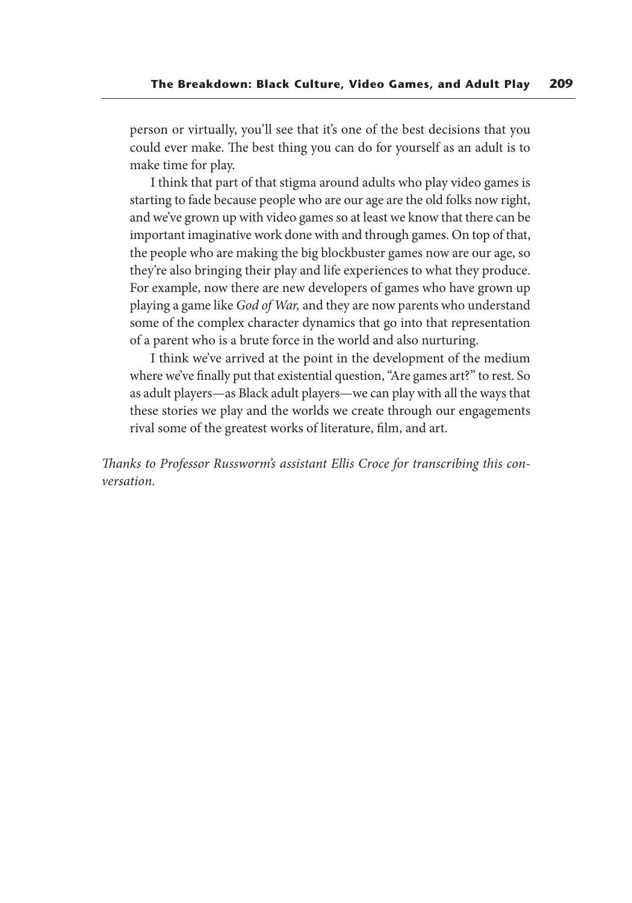person or virtually, you'll see that it's one of the best decisions that you could ever make. The best thing you can do for yourself as an adult is to make time for play.

I think that part of that stigma around adults who play video games is starting to fade because people who are our age are the old folks now right, and we've grown up with video games so at least we know that there can be important imaginative work done with and through games. On top of that, the people who are making the big blockbuster games now are our age, so they're also bringing their play and life experiences to what they produce. For example, now there are new developers of games who have grown up playing a game like *God of War,* and they are now parents who understand some of the complex character dynamics that go into that representation of a parent who is a brute force in the world and also nurturing.

I think we've arrived at the point in the development of the medium where we've finally put that existential question, "Are games art?" to rest. So as adult players—as Black adult players—we can play with all the ways that these stories we play and the worlds we create through our engagements rival some of the greatest works of literature, film, and art.

*Thanks to Professor Russworm's assistant Ellis Croce for transcribing this conversation.*